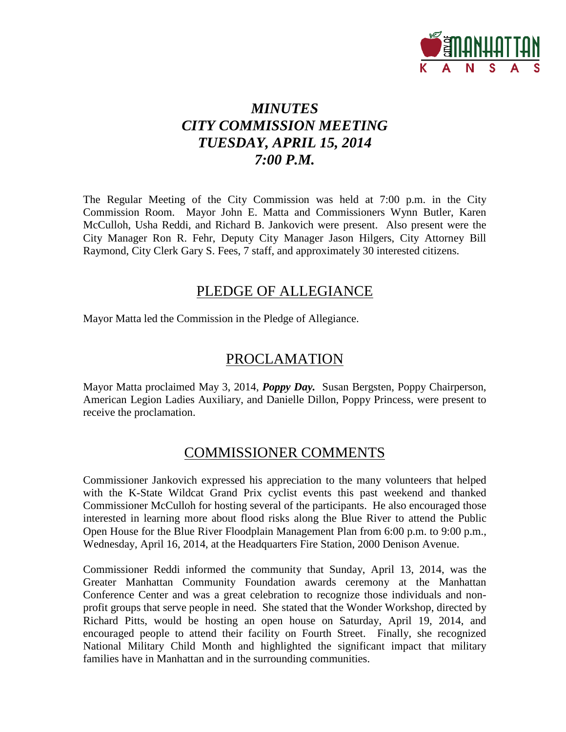# *MINUTES CITY COMMISSION MEETING TUESDAY, APRIL 15, 2014 7:00 P.M.*

The Regular Meeting of the City Commission was held at 7:00 p.m. in the City Commission Room. Mayor John E. Matta and Commissioners Wynn Butler, Karen McCulloh, Usha Reddi, and Richard B. Jankovich were present. Also present were the City Manager Ron R. Fehr, Deputy City Manager Jason Hilgers, City Attorney Bill Raymond, City Clerk Gary S. Fees, 7 staff, and approximately 30 interested citizens.

## PLEDGE OF ALLEGIANCE

Mayor Matta led the Commission in the Pledge of Allegiance.

## PROCLAMATION

Mayor Matta proclaimed May 3, 2014, ***Poppy Day.*** Susan Bergsten, Poppy Chairperson, American Legion Ladies Auxiliary, and Danielle Dillon, Poppy Princess, were present to receive the proclamation.

## COMMISSIONER COMMENTS

Commissioner Jankovich expressed his appreciation to the many volunteers that helped with the K-State Wildcat Grand Prix cyclist events this past weekend and thanked Commissioner McCulloh for hosting several of the participants. He also encouraged those interested in learning more about flood risks along the Blue River to attend the Public Open House for the Blue River Floodplain Management Plan from 6:00 p.m. to 9:00 p.m., Wednesday, April 16, 2014, at the Headquarters Fire Station, 2000 Denison Avenue.

Commissioner Reddi informed the community that Sunday, April 13, 2014, was the Greater Manhattan Community Foundation awards ceremony at the Manhattan Conference Center and was a great celebration to recognize those individuals and non-profit groups that serve people in need. She stated that the Wonder Workshop, directed by Richard Pitts, would be hosting an open house on Saturday, April 19, 2014, and encouraged people to attend their facility on Fourth Street. Finally, she recognized National Military Child Month and highlighted the significant impact that military families have in Manhattan and in the surrounding communities.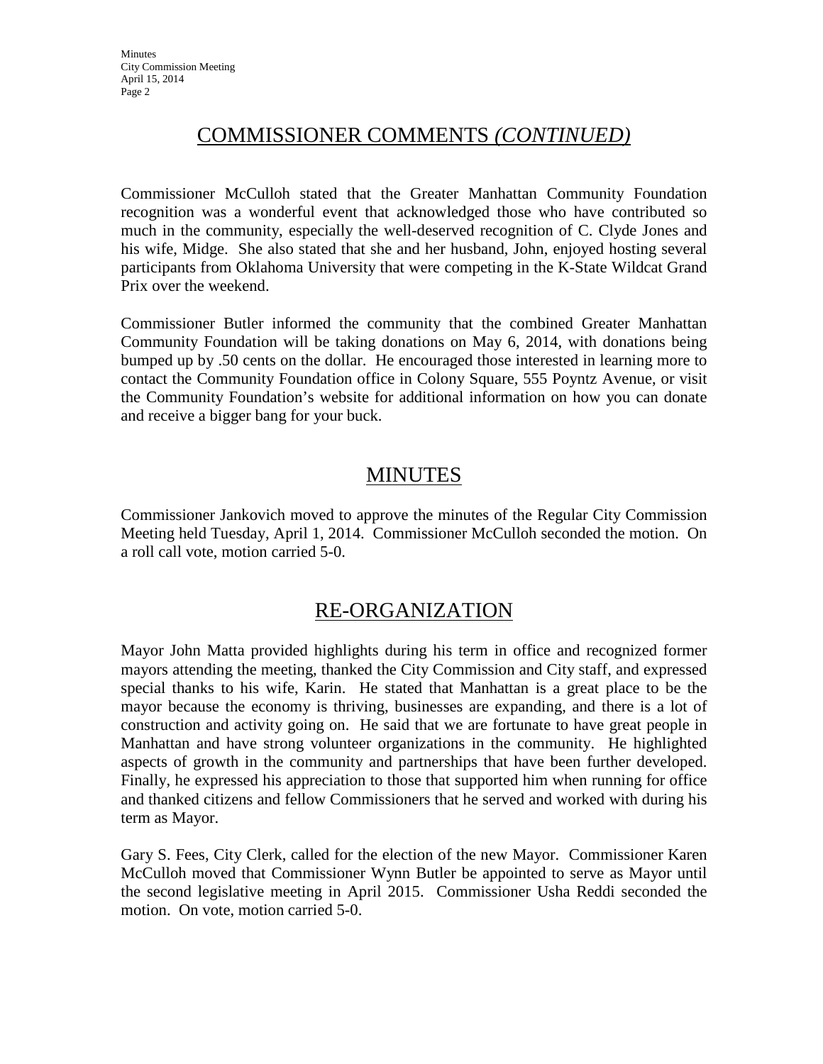## COMMISSIONER COMMENTS *(CONTINUED)*

Commissioner McCulloh stated that the Greater Manhattan Community Foundation recognition was a wonderful event that acknowledged those who have contributed so much in the community, especially the well-deserved recognition of C. Clyde Jones and his wife, Midge. She also stated that she and her husband, John, enjoyed hosting several participants from Oklahoma University that were competing in the K-State Wildcat Grand Prix over the weekend.

Commissioner Butler informed the community that the combined Greater Manhattan Community Foundation will be taking donations on May 6, 2014, with donations being bumped up by .50 cents on the dollar. He encouraged those interested in learning more to contact the Community Foundation office in Colony Square, 555 Poyntz Avenue, or visit the Community Foundation's website for additional information on how you can donate and receive a bigger bang for your buck.

## MINUTES

Commissioner Jankovich moved to approve the minutes of the Regular City Commission Meeting held Tuesday, April 1, 2014. Commissioner McCulloh seconded the motion. On a roll call vote, motion carried 5-0.

## RE-ORGANIZATION

Mayor John Matta provided highlights during his term in office and recognized former mayors attending the meeting, thanked the City Commission and City staff, and expressed special thanks to his wife, Karin. He stated that Manhattan is a great place to be the mayor because the economy is thriving, businesses are expanding, and there is a lot of construction and activity going on. He said that we are fortunate to have great people in Manhattan and have strong volunteer organizations in the community. He highlighted aspects of growth in the community and partnerships that have been further developed. Finally, he expressed his appreciation to those that supported him when running for office and thanked citizens and fellow Commissioners that he served and worked with during his term as Mayor.

Gary S. Fees, City Clerk, called for the election of the new Mayor. Commissioner Karen McCulloh moved that Commissioner Wynn Butler be appointed to serve as Mayor until the second legislative meeting in April 2015. Commissioner Usha Reddi seconded the motion. On vote, motion carried 5-0.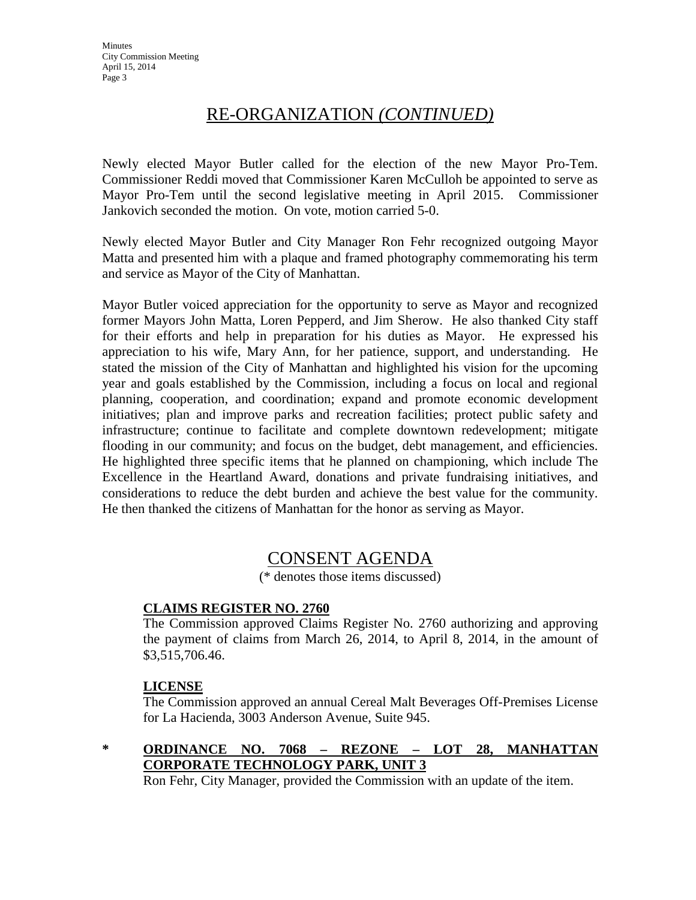## RE-ORGANIZATION *(CONTINUED)*

Newly elected Mayor Butler called for the election of the new Mayor Pro-Tem. Commissioner Reddi moved that Commissioner Karen McCulloh be appointed to serve as Mayor Pro-Tem until the second legislative meeting in April 2015. Commissioner Jankovich seconded the motion. On vote, motion carried 5-0.

Newly elected Mayor Butler and City Manager Ron Fehr recognized outgoing Mayor Matta and presented him with a plaque and framed photography commemorating his term and service as Mayor of the City of Manhattan.

Mayor Butler voiced appreciation for the opportunity to serve as Mayor and recognized former Mayors John Matta, Loren Pepperd, and Jim Sherow. He also thanked City staff for their efforts and help in preparation for his duties as Mayor. He expressed his appreciation to his wife, Mary Ann, for her patience, support, and understanding. He stated the mission of the City of Manhattan and highlighted his vision for the upcoming year and goals established by the Commission, including a focus on local and regional planning, cooperation, and coordination; expand and promote economic development initiatives; plan and improve parks and recreation facilities; protect public safety and infrastructure; continue to facilitate and complete downtown redevelopment; mitigate flooding in our community; and focus on the budget, debt management, and efficiencies. He highlighted three specific items that he planned on championing, which include The Excellence in the Heartland Award, donations and private fundraising initiatives, and considerations to reduce the debt burden and achieve the best value for the community. He then thanked the citizens of Manhattan for the honor as serving as Mayor.

## CONSENT AGENDA

(* denotes those items discussed)

**CLAIMS REGISTER NO. 2760**

The Commission approved Claims Register No. 2760 authorizing and approving the payment of claims from March 26, 2014, to April 8, 2014, in the amount of $3,515,706.46.

**LICENSE**

The Commission approved an annual Cereal Malt Beverages Off-Premises License for La Hacienda, 3003 Anderson Avenue, Suite 945.

\* **ORDINANCE NO. 7068 – REZONE – LOT 28, MANHATTAN CORPORATE TECHNOLOGY PARK, UNIT 3**

Ron Fehr, City Manager, provided the Commission with an update of the item.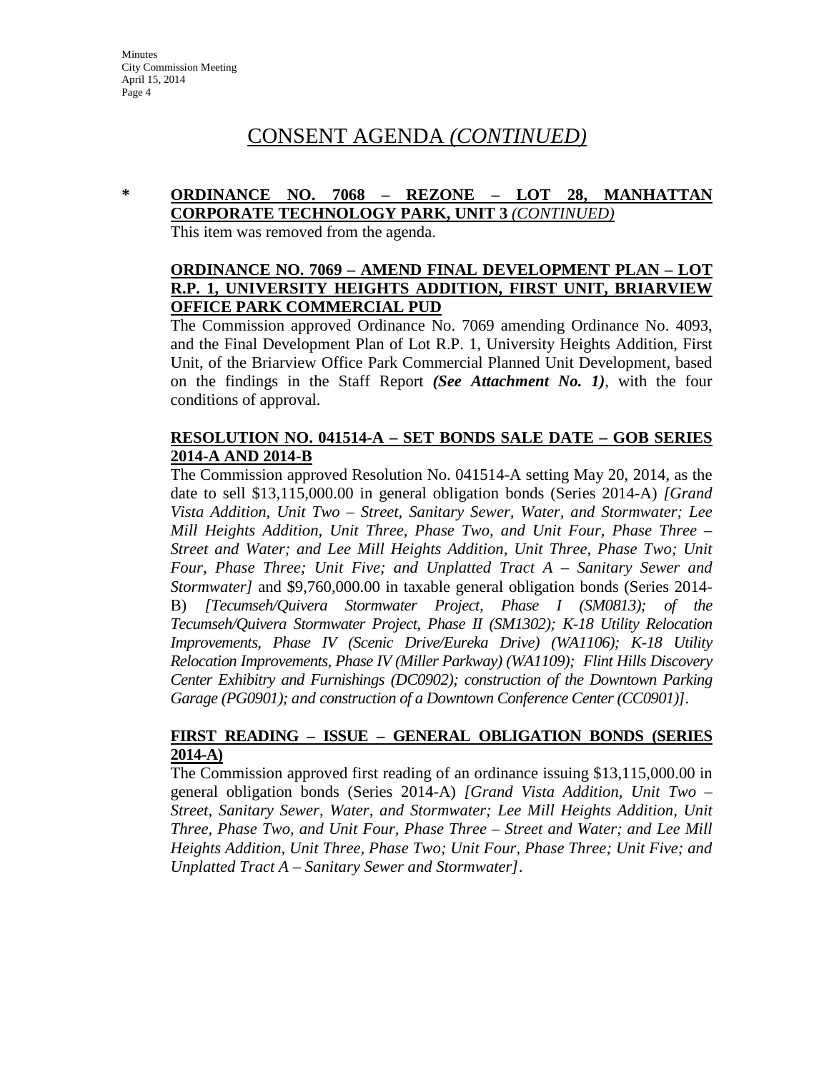# CONSENT AGENDA *(CONTINUED)*

\* **ORDINANCE NO. 7068 – REZONE – LOT 28, MANHATTAN CORPORATE TECHNOLOGY PARK, UNIT 3** ***(CONTINUED)***

This item was removed from the agenda.

**ORDINANCE NO. 7069 – AMEND FINAL DEVELOPMENT PLAN – LOT R.P. 1, UNIVERSITY HEIGHTS ADDITION, FIRST UNIT, BRIARVIEW OFFICE PARK COMMERCIAL PUD**

The Commission approved Ordinance No. 7069 amending Ordinance No. 4093, and the Final Development Plan of Lot R.P. 1, University Heights Addition, First Unit, of the Briarview Office Park Commercial Planned Unit Development, based on the findings in the Staff Report ***(See Attachment No. 1)***, with the four conditions of approval.

**RESOLUTION NO. 041514-A – SET BONDS SALE DATE – GOB SERIES 2014-A AND 2014-B**

The Commission approved Resolution No. 041514-A setting May 20, 2014, as the date to sell $13,115,000.00 in general obligation bonds (Series 2014-A) *[Grand Vista Addition, Unit Two – Street, Sanitary Sewer, Water, and Stormwater; Lee Mill Heights Addition, Unit Three, Phase Two, and Unit Four, Phase Three – Street and Water; and Lee Mill Heights Addition, Unit Three, Phase Two; Unit Four, Phase Three; Unit Five; and Unplatted Tract A – Sanitary Sewer and Stormwater]* and $9,760,000.00 in taxable general obligation bonds (Series 2014-B) *[Tecumseh/Quivera Stormwater Project, Phase I (SM0813); of the Tecumseh/Quivera Stormwater Project, Phase II (SM1302); K-18 Utility Relocation Improvements, Phase IV (Scenic Drive/Eureka Drive) (WA1106); K-18 Utility Relocation Improvements, Phase IV (Miller Parkway) (WA1109); Flint Hills Discovery Center Exhibitry and Furnishings (DC0902); construction of the Downtown Parking Garage (PG0901); and construction of a Downtown Conference Center (CC0901)]*.

**FIRST READING – ISSUE – GENERAL OBLIGATION BONDS (SERIES 2014-A)**

The Commission approved first reading of an ordinance issuing $13,115,000.00 in general obligation bonds (Series 2014-A) *[Grand Vista Addition, Unit Two – Street, Sanitary Sewer, Water, and Stormwater; Lee Mill Heights Addition, Unit Three, Phase Two, and Unit Four, Phase Three – Street and Water; and Lee Mill Heights Addition, Unit Three, Phase Two; Unit Four, Phase Three; Unit Five; and Unplatted Tract A – Sanitary Sewer and Stormwater]*.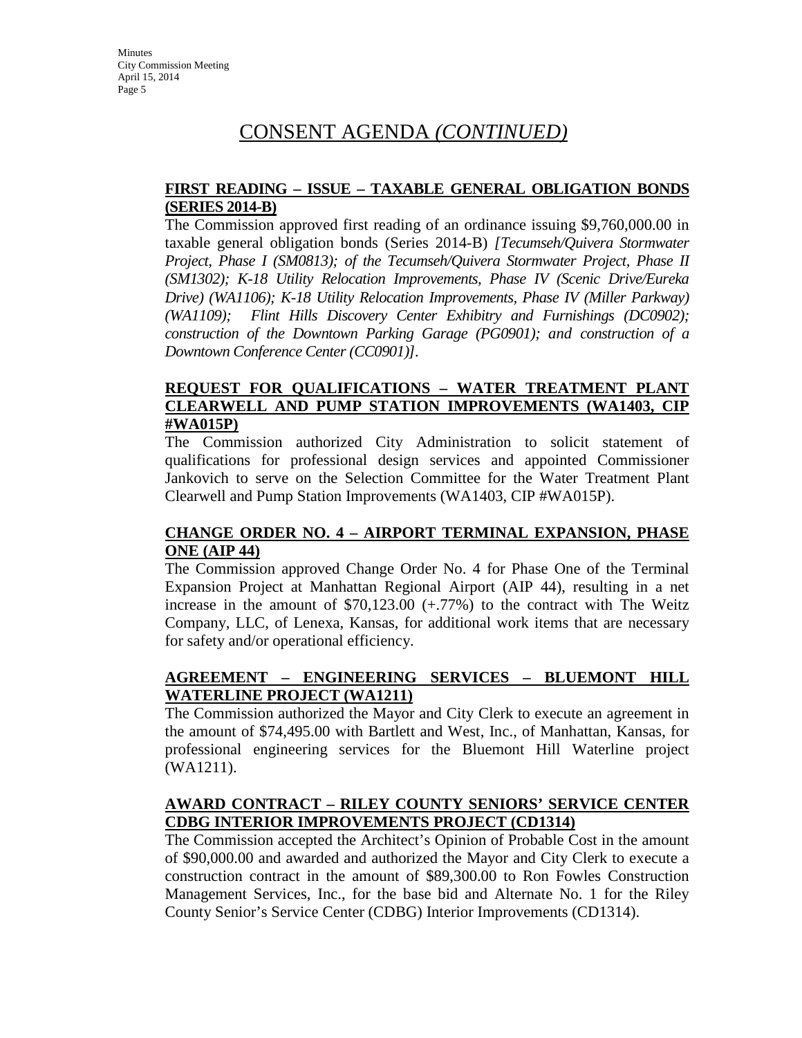# CONSENT AGENDA *(CONTINUED)*

**FIRST READING – ISSUE – TAXABLE GENERAL OBLIGATION BONDS (SERIES 2014-B)**

The Commission approved first reading of an ordinance issuing $9,760,000.00 in taxable general obligation bonds (Series 2014-B) *[Tecumseh/Quivera Stormwater Project, Phase I (SM0813); of the Tecumseh/Quivera Stormwater Project, Phase II (SM1302); K-18 Utility Relocation Improvements, Phase IV (Scenic Drive/Eureka Drive) (WA1106); K-18 Utility Relocation Improvements, Phase IV (Miller Parkway) (WA1109); Flint Hills Discovery Center Exhibitry and Furnishings (DC0902); construction of the Downtown Parking Garage (PG0901); and construction of a Downtown Conference Center (CC0901)]*.

**REQUEST FOR QUALIFICATIONS – WATER TREATMENT PLANT CLEARWELL AND PUMP STATION IMPROVEMENTS (WA1403, CIP #WA015P)**

The Commission authorized City Administration to solicit statement of qualifications for professional design services and appointed Commissioner Jankovich to serve on the Selection Committee for the Water Treatment Plant Clearwell and Pump Station Improvements (WA1403, CIP #WA015P).

**CHANGE ORDER NO. 4 – AIRPORT TERMINAL EXPANSION, PHASE ONE (AIP 44)**

The Commission approved Change Order No. 4 for Phase One of the Terminal Expansion Project at Manhattan Regional Airport (AIP 44), resulting in a net increase in the amount of $70,123.00 (+.77%) to the contract with The Weitz Company, LLC, of Lenexa, Kansas, for additional work items that are necessary for safety and/or operational efficiency.

**AGREEMENT – ENGINEERING SERVICES – BLUEMONT HILL WATERLINE PROJECT (WA1211)**

The Commission authorized the Mayor and City Clerk to execute an agreement in the amount of $74,495.00 with Bartlett and West, Inc., of Manhattan, Kansas, for professional engineering services for the Bluemont Hill Waterline project (WA1211).

**AWARD CONTRACT – RILEY COUNTY SENIORS' SERVICE CENTER CDBG INTERIOR IMPROVEMENTS PROJECT (CD1314)**

The Commission accepted the Architect's Opinion of Probable Cost in the amount of $90,000.00 and awarded and authorized the Mayor and City Clerk to execute a construction contract in the amount of $89,300.00 to Ron Fowles Construction Management Services, Inc., for the base bid and Alternate No. 1 for the Riley County Senior's Service Center (CDBG) Interior Improvements (CD1314).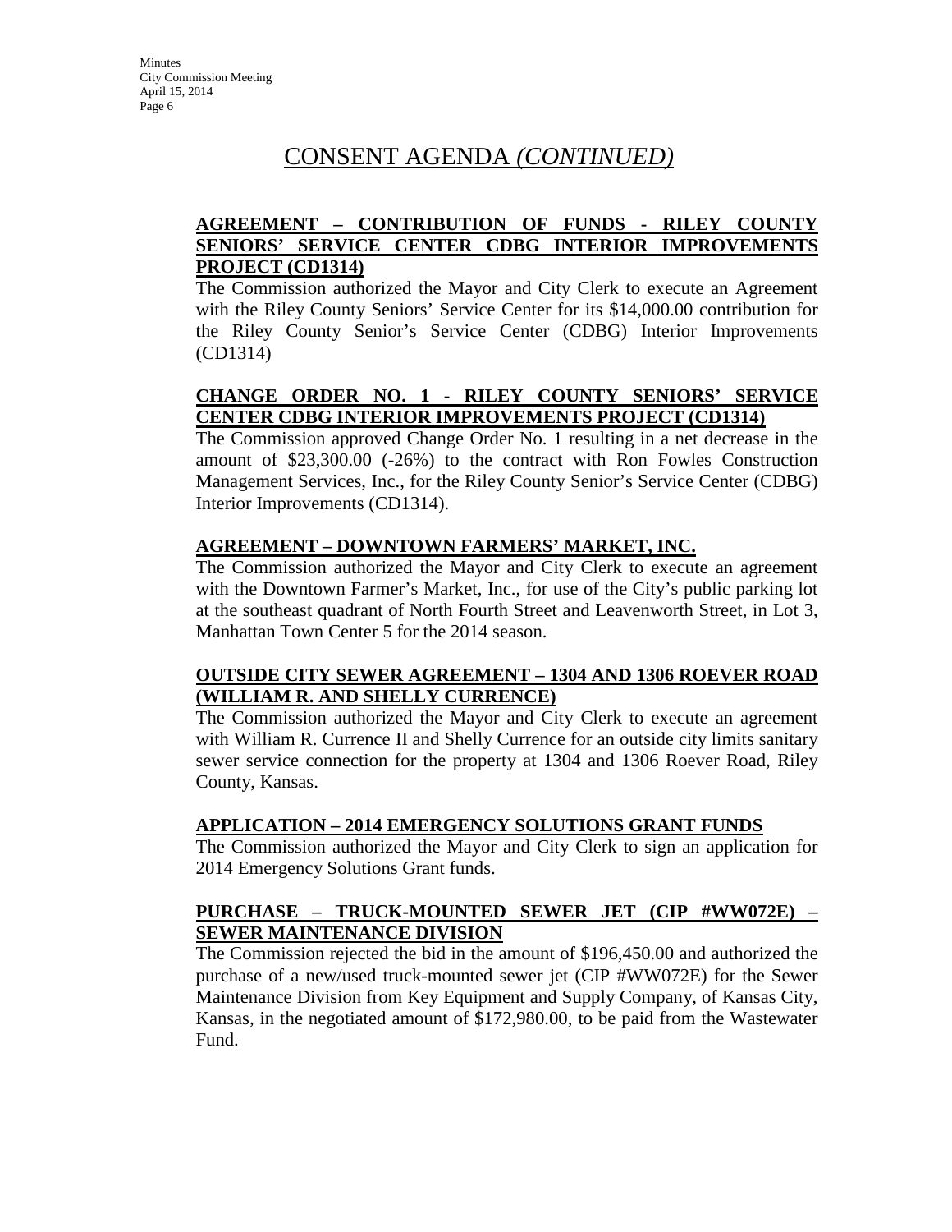# CONSENT AGENDA *(CONTINUED)*

**AGREEMENT – CONTRIBUTION OF FUNDS - RILEY COUNTY SENIORS' SERVICE CENTER CDBG INTERIOR IMPROVEMENTS PROJECT (CD1314)**

The Commission authorized the Mayor and City Clerk to execute an Agreement with the Riley County Seniors' Service Center for its $14,000.00 contribution for the Riley County Senior's Service Center (CDBG) Interior Improvements (CD1314)

**CHANGE ORDER NO. 1 - RILEY COUNTY SENIORS' SERVICE CENTER CDBG INTERIOR IMPROVEMENTS PROJECT (CD1314)**

The Commission approved Change Order No. 1 resulting in a net decrease in the amount of $23,300.00 (-26%) to the contract with Ron Fowles Construction Management Services, Inc., for the Riley County Senior's Service Center (CDBG) Interior Improvements (CD1314).

**AGREEMENT – DOWNTOWN FARMERS' MARKET, INC.**

The Commission authorized the Mayor and City Clerk to execute an agreement with the Downtown Farmer's Market, Inc., for use of the City's public parking lot at the southeast quadrant of North Fourth Street and Leavenworth Street, in Lot 3, Manhattan Town Center 5 for the 2014 season.

**OUTSIDE CITY SEWER AGREEMENT – 1304 AND 1306 ROEVER ROAD (WILLIAM R. AND SHELLY CURRENCE)**

The Commission authorized the Mayor and City Clerk to execute an agreement with William R. Currence II and Shelly Currence for an outside city limits sanitary sewer service connection for the property at 1304 and 1306 Roever Road, Riley County, Kansas.

**APPLICATION – 2014 EMERGENCY SOLUTIONS GRANT FUNDS**

The Commission authorized the Mayor and City Clerk to sign an application for 2014 Emergency Solutions Grant funds.

**PURCHASE – TRUCK-MOUNTED SEWER JET (CIP #WW072E) – SEWER MAINTENANCE DIVISION**

The Commission rejected the bid in the amount of $196,450.00 and authorized the purchase of a new/used truck-mounted sewer jet (CIP #WW072E) for the Sewer Maintenance Division from Key Equipment and Supply Company, of Kansas City, Kansas, in the negotiated amount of $172,980.00, to be paid from the Wastewater Fund.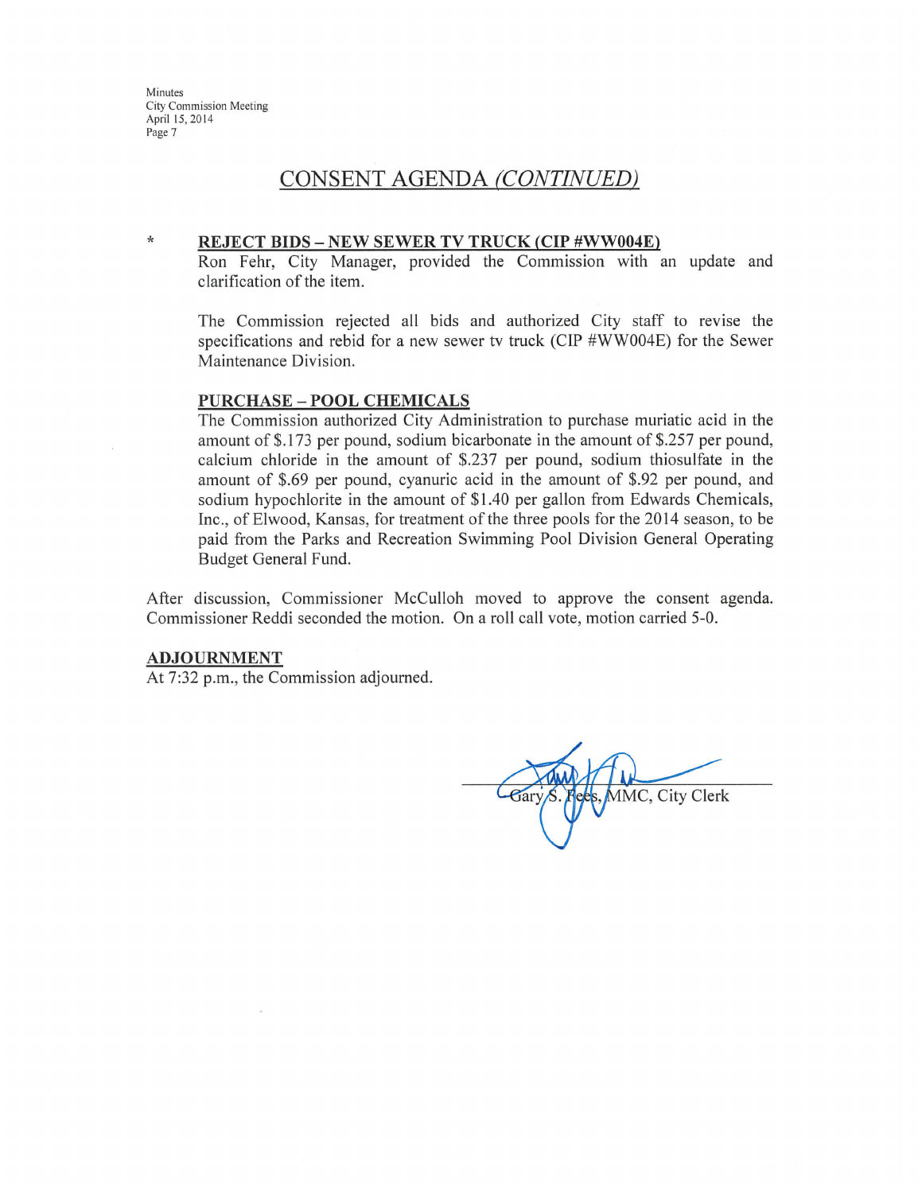## CONSENT AGENDA *(CONTINUED)*

\* **REJECT BIDS – NEW SEWER TV TRUCK (CIP #WW004E)**

Ron Fehr, City Manager, provided the Commission with an update and clarification of the item.

The Commission rejected all bids and authorized City staff to revise the specifications and rebid for a new sewer tv truck (CIP #WW004E) for the Sewer Maintenance Division.

**PURCHASE – POOL CHEMICALS**

The Commission authorized City Administration to purchase muriatic acid in the amount of $.173 per pound, sodium bicarbonate in the amount of $.257 per pound, calcium chloride in the amount of $.237 per pound, sodium thiosulfate in the amount of $.69 per pound, cyanuric acid in the amount of $.92 per pound, and sodium hypochlorite in the amount of $1.40 per gallon from Edwards Chemicals, Inc., of Elwood, Kansas, for treatment of the three pools for the 2014 season, to be paid from the Parks and Recreation Swimming Pool Division General Operating Budget General Fund.

After discussion, Commissioner McCulloh moved to approve the consent agenda. Commissioner Reddi seconded the motion. On a roll call vote, motion carried 5-0.

**ADJOURNMENT**

At 7:32 p.m., the Commission adjourned.

Gary S. Fees, MMC, City Clerk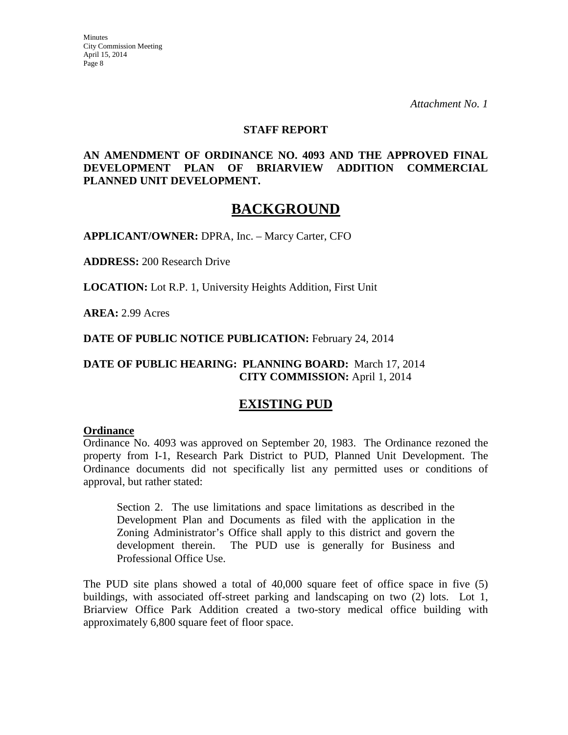*Attachment No. 1*

**STAFF REPORT**

**AN AMENDMENT OF ORDINANCE NO. 4093 AND THE APPROVED FINAL DEVELOPMENT PLAN OF BRIARVIEW ADDITION COMMERCIAL PLANNED UNIT DEVELOPMENT.**

# BACKGROUND

**APPLICANT/OWNER:** DPRA, Inc. – Marcy Carter, CFO

**ADDRESS:** 200 Research Drive

**LOCATION:** Lot R.P. 1, University Heights Addition, First Unit

**AREA:** 2.99 Acres

**DATE OF PUBLIC NOTICE PUBLICATION:** February 24, 2014

**DATE OF PUBLIC HEARING: PLANNING BOARD:** March 17, 2014
**CITY COMMISSION:** April 1, 2014

## EXISTING PUD

**Ordinance**

Ordinance No. 4093 was approved on September 20, 1983. The Ordinance rezoned the property from I-1, Research Park District to PUD, Planned Unit Development. The Ordinance documents did not specifically list any permitted uses or conditions of approval, but rather stated:

> Section 2. The use limitations and space limitations as described in the Development Plan and Documents as filed with the application in the Zoning Administrator's Office shall apply to this district and govern the development therein. The PUD use is generally for Business and Professional Office Use.

The PUD site plans showed a total of 40,000 square feet of office space in five (5) buildings, with associated off-street parking and landscaping on two (2) lots. Lot 1, Briarview Office Park Addition created a two-story medical office building with approximately 6,800 square feet of floor space.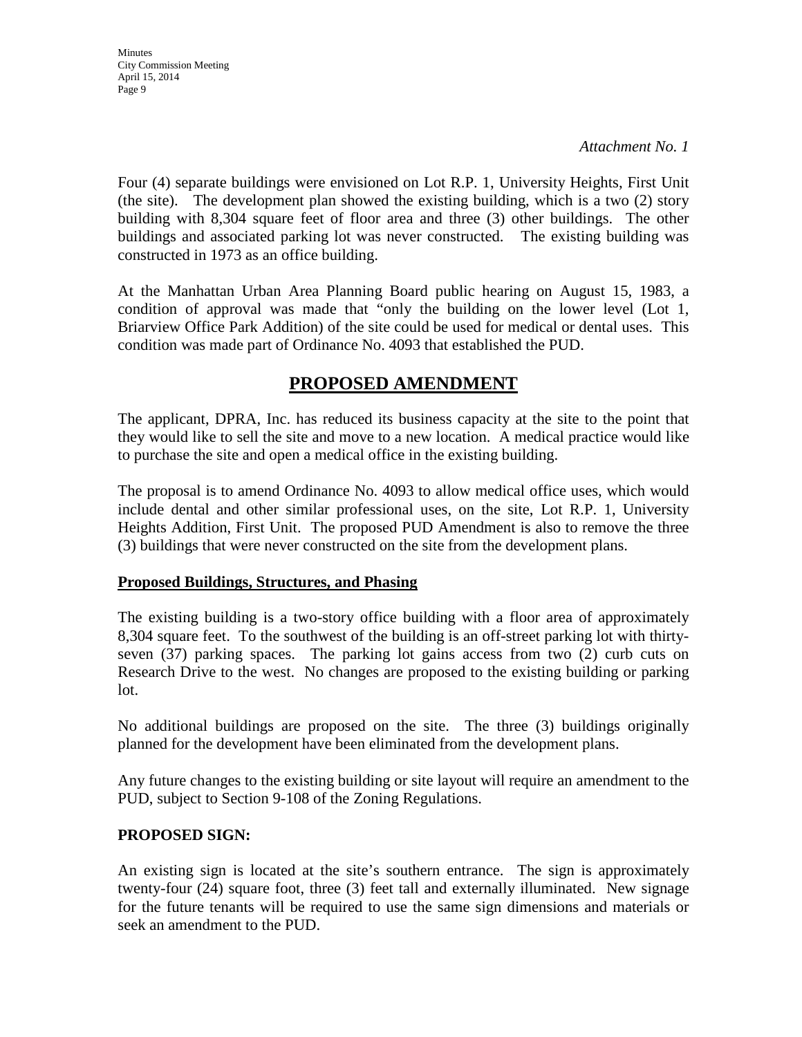*Attachment No. 1*

Four (4) separate buildings were envisioned on Lot R.P. 1, University Heights, First Unit (the site). The development plan showed the existing building, which is a two (2) story building with 8,304 square feet of floor area and three (3) other buildings. The other buildings and associated parking lot was never constructed. The existing building was constructed in 1973 as an office building.

At the Manhattan Urban Area Planning Board public hearing on August 15, 1983, a condition of approval was made that "only the building on the lower level (Lot 1, Briarview Office Park Addition) of the site could be used for medical or dental uses. This condition was made part of Ordinance No. 4093 that established the PUD.

## PROPOSED AMENDMENT

The applicant, DPRA, Inc. has reduced its business capacity at the site to the point that they would like to sell the site and move to a new location. A medical practice would like to purchase the site and open a medical office in the existing building.

The proposal is to amend Ordinance No. 4093 to allow medical office uses, which would include dental and other similar professional uses, on the site, Lot R.P. 1, University Heights Addition, First Unit. The proposed PUD Amendment is also to remove the three (3) buildings that were never constructed on the site from the development plans.

### Proposed Buildings, Structures, and Phasing

The existing building is a two-story office building with a floor area of approximately 8,304 square feet. To the southwest of the building is an off-street parking lot with thirty-seven (37) parking spaces. The parking lot gains access from two (2) curb cuts on Research Drive to the west. No changes are proposed to the existing building or parking lot.

No additional buildings are proposed on the site. The three (3) buildings originally planned for the development have been eliminated from the development plans.

Any future changes to the existing building or site layout will require an amendment to the PUD, subject to Section 9-108 of the Zoning Regulations.

### PROPOSED SIGN:

An existing sign is located at the site's southern entrance. The sign is approximately twenty-four (24) square foot, three (3) feet tall and externally illuminated. New signage for the future tenants will be required to use the same sign dimensions and materials or seek an amendment to the PUD.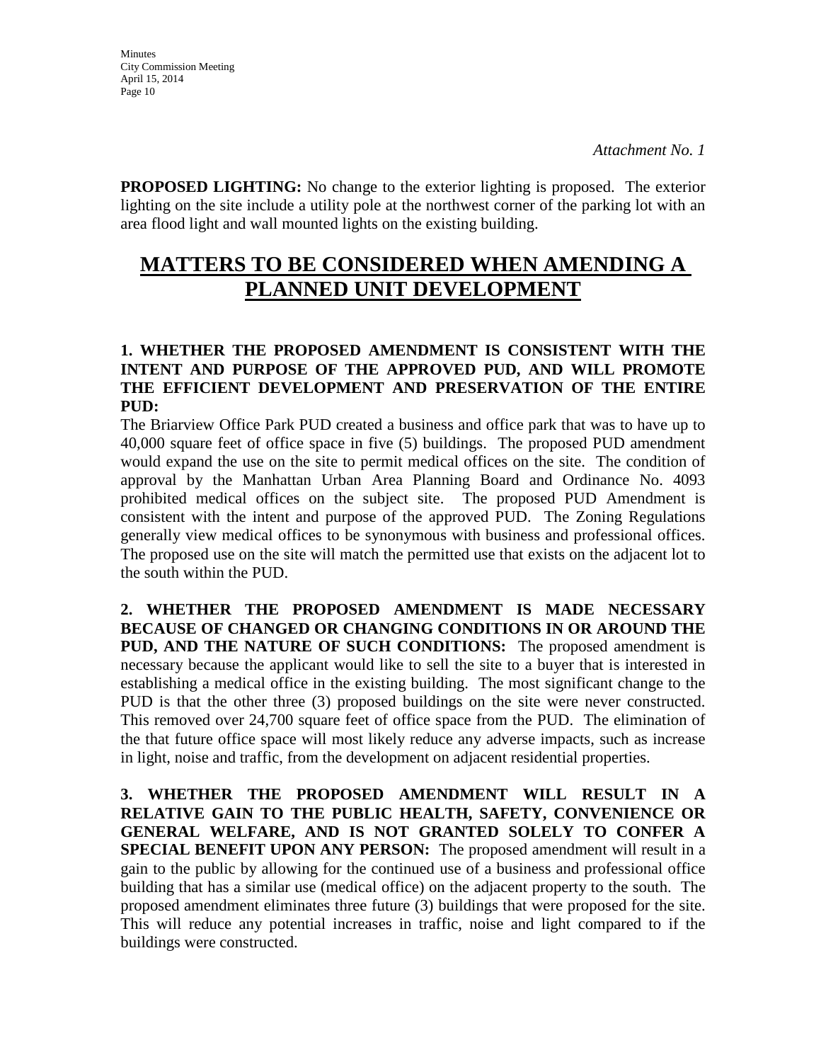*Attachment No. 1*

**PROPOSED LIGHTING:** No change to the exterior lighting is proposed. The exterior lighting on the site include a utility pole at the northwest corner of the parking lot with an area flood light and wall mounted lights on the existing building.

# MATTERS TO BE CONSIDERED WHEN AMENDING A PLANNED UNIT DEVELOPMENT

**1. WHETHER THE PROPOSED AMENDMENT IS CONSISTENT WITH THE INTENT AND PURPOSE OF THE APPROVED PUD, AND WILL PROMOTE THE EFFICIENT DEVELOPMENT AND PRESERVATION OF THE ENTIRE PUD:**
The Briarview Office Park PUD created a business and office park that was to have up to 40,000 square feet of office space in five (5) buildings. The proposed PUD amendment would expand the use on the site to permit medical offices on the site. The condition of approval by the Manhattan Urban Area Planning Board and Ordinance No. 4093 prohibited medical offices on the subject site. The proposed PUD Amendment is consistent with the intent and purpose of the approved PUD. The Zoning Regulations generally view medical offices to be synonymous with business and professional offices. The proposed use on the site will match the permitted use that exists on the adjacent lot to the south within the PUD.

**2. WHETHER THE PROPOSED AMENDMENT IS MADE NECESSARY BECAUSE OF CHANGED OR CHANGING CONDITIONS IN OR AROUND THE PUD, AND THE NATURE OF SUCH CONDITIONS:** The proposed amendment is necessary because the applicant would like to sell the site to a buyer that is interested in establishing a medical office in the existing building. The most significant change to the PUD is that the other three (3) proposed buildings on the site were never constructed. This removed over 24,700 square feet of office space from the PUD. The elimination of the that future office space will most likely reduce any adverse impacts, such as increase in light, noise and traffic, from the development on adjacent residential properties.

**3. WHETHER THE PROPOSED AMENDMENT WILL RESULT IN A RELATIVE GAIN TO THE PUBLIC HEALTH, SAFETY, CONVENIENCE OR GENERAL WELFARE, AND IS NOT GRANTED SOLELY TO CONFER A SPECIAL BENEFIT UPON ANY PERSON:** The proposed amendment will result in a gain to the public by allowing for the continued use of a business and professional office building that has a similar use (medical office) on the adjacent property to the south. The proposed amendment eliminates three future (3) buildings that were proposed for the site. This will reduce any potential increases in traffic, noise and light compared to if the buildings were constructed.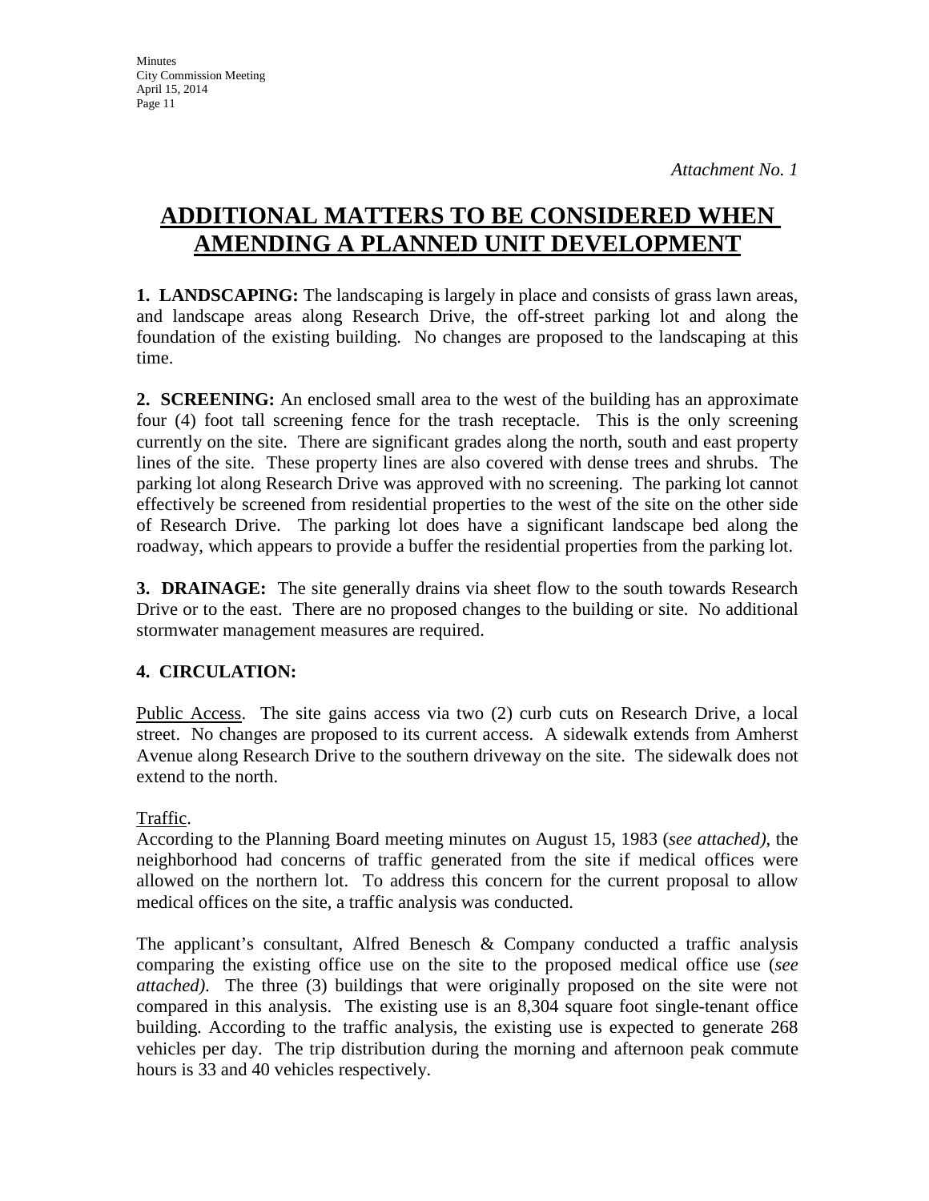*Attachment No. 1*

# ADDITIONAL MATTERS TO BE CONSIDERED WHEN AMENDING A PLANNED UNIT DEVELOPMENT

**1. LANDSCAPING:** The landscaping is largely in place and consists of grass lawn areas, and landscape areas along Research Drive, the off-street parking lot and along the foundation of the existing building. No changes are proposed to the landscaping at this time.

**2. SCREENING:** An enclosed small area to the west of the building has an approximate four (4) foot tall screening fence for the trash receptacle. This is the only screening currently on the site. There are significant grades along the north, south and east property lines of the site. These property lines are also covered with dense trees and shrubs. The parking lot along Research Drive was approved with no screening. The parking lot cannot effectively be screened from residential properties to the west of the site on the other side of Research Drive. The parking lot does have a significant landscape bed along the roadway, which appears to provide a buffer the residential properties from the parking lot.

**3. DRAINAGE:** The site generally drains via sheet flow to the south towards Research Drive or to the east. There are no proposed changes to the building or site. No additional stormwater management measures are required.

**4. CIRCULATION:**

Public Access. The site gains access via two (2) curb cuts on Research Drive, a local street. No changes are proposed to its current access. A sidewalk extends from Amherst Avenue along Research Drive to the southern driveway on the site. The sidewalk does not extend to the north.

Traffic.
According to the Planning Board meeting minutes on August 15, 1983 (*see attached)*, the neighborhood had concerns of traffic generated from the site if medical offices were allowed on the northern lot. To address this concern for the current proposal to allow medical offices on the site, a traffic analysis was conducted.

The applicant's consultant, Alfred Benesch & Company conducted a traffic analysis comparing the existing office use on the site to the proposed medical office use (*see attached)*. The three (3) buildings that were originally proposed on the site were not compared in this analysis. The existing use is an 8,304 square foot single-tenant office building. According to the traffic analysis, the existing use is expected to generate 268 vehicles per day. The trip distribution during the morning and afternoon peak commute hours is 33 and 40 vehicles respectively.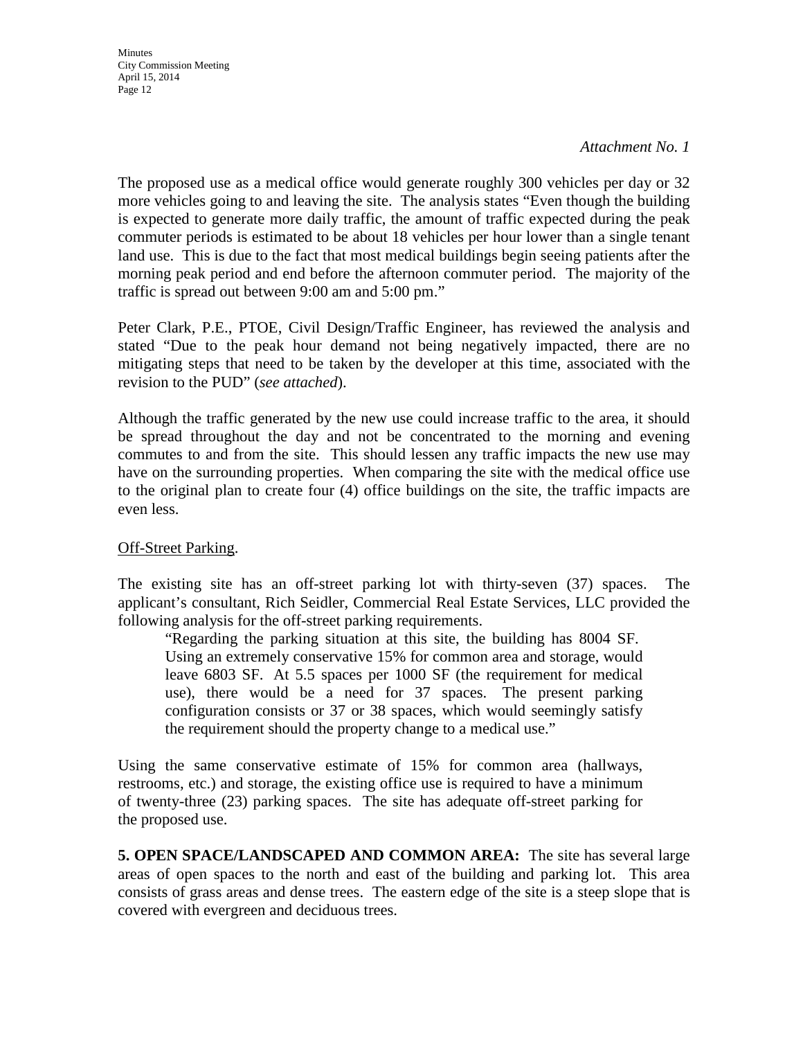*Attachment No. 1*

The proposed use as a medical office would generate roughly 300 vehicles per day or 32 more vehicles going to and leaving the site. The analysis states "Even though the building is expected to generate more daily traffic, the amount of traffic expected during the peak commuter periods is estimated to be about 18 vehicles per hour lower than a single tenant land use. This is due to the fact that most medical buildings begin seeing patients after the morning peak period and end before the afternoon commuter period. The majority of the traffic is spread out between 9:00 am and 5:00 pm."

Peter Clark, P.E., PTOE, Civil Design/Traffic Engineer, has reviewed the analysis and stated "Due to the peak hour demand not being negatively impacted, there are no mitigating steps that need to be taken by the developer at this time, associated with the revision to the PUD" (*see attached*).

Although the traffic generated by the new use could increase traffic to the area, it should be spread throughout the day and not be concentrated to the morning and evening commutes to and from the site. This should lessen any traffic impacts the new use may have on the surrounding properties. When comparing the site with the medical office use to the original plan to create four (4) office buildings on the site, the traffic impacts are even less.

<u>Off-Street Parking</u>.

The existing site has an off-street parking lot with thirty-seven (37) spaces. The applicant's consultant, Rich Seidler, Commercial Real Estate Services, LLC provided the following analysis for the off-street parking requirements.

> "Regarding the parking situation at this site, the building has 8004 SF. Using an extremely conservative 15% for common area and storage, would leave 6803 SF. At 5.5 spaces per 1000 SF (the requirement for medical use), there would be a need for 37 spaces. The present parking configuration consists or 37 or 38 spaces, which would seemingly satisfy the requirement should the property change to a medical use."

Using the same conservative estimate of 15% for common area (hallways, restrooms, etc.) and storage, the existing office use is required to have a minimum of twenty-three (23) parking spaces. The site has adequate off-street parking for the proposed use.

**5. OPEN SPACE/LANDSCAPED AND COMMON AREA:** The site has several large areas of open spaces to the north and east of the building and parking lot. This area consists of grass areas and dense trees. The eastern edge of the site is a steep slope that is covered with evergreen and deciduous trees.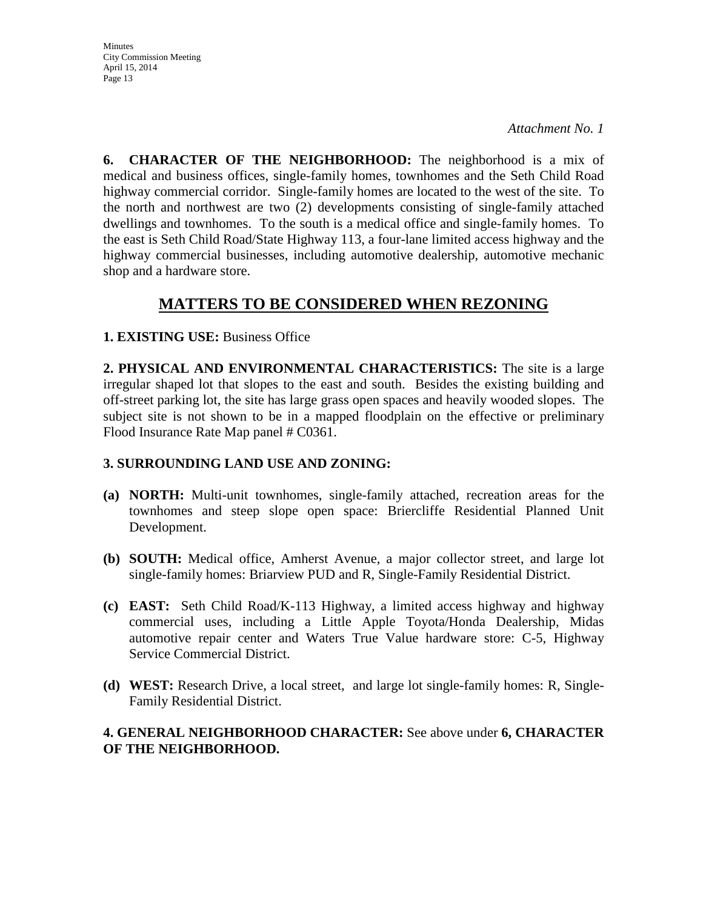*Attachment No. 1*

**6. CHARACTER OF THE NEIGHBORHOOD:** The neighborhood is a mix of medical and business offices, single-family homes, townhomes and the Seth Child Road highway commercial corridor. Single-family homes are located to the west of the site. To the north and northwest are two (2) developments consisting of single-family attached dwellings and townhomes. To the south is a medical office and single-family homes. To the east is Seth Child Road/State Highway 113, a four-lane limited access highway and the highway commercial businesses, including automotive dealership, automotive mechanic shop and a hardware store.

## MATTERS TO BE CONSIDERED WHEN REZONING

**1. EXISTING USE:** Business Office

**2. PHYSICAL AND ENVIRONMENTAL CHARACTERISTICS:** The site is a large irregular shaped lot that slopes to the east and south. Besides the existing building and off-street parking lot, the site has large grass open spaces and heavily wooded slopes. The subject site is not shown to be in a mapped floodplain on the effective or preliminary Flood Insurance Rate Map panel # C0361.

**3. SURROUNDING LAND USE AND ZONING:**

**(a) NORTH:** Multi-unit townhomes, single-family attached, recreation areas for the townhomes and steep slope open space: Briercliffe Residential Planned Unit Development.

**(b) SOUTH:** Medical office, Amherst Avenue, a major collector street, and large lot single-family homes: Briarview PUD and R, Single-Family Residential District.

**(c) EAST:** Seth Child Road/K-113 Highway, a limited access highway and highway commercial uses, including a Little Apple Toyota/Honda Dealership, Midas automotive repair center and Waters True Value hardware store: C-5, Highway Service Commercial District.

**(d) WEST:** Research Drive, a local street, and large lot single-family homes: R, Single-Family Residential District.

**4. GENERAL NEIGHBORHOOD CHARACTER:** See above under **6, CHARACTER OF THE NEIGHBORHOOD.**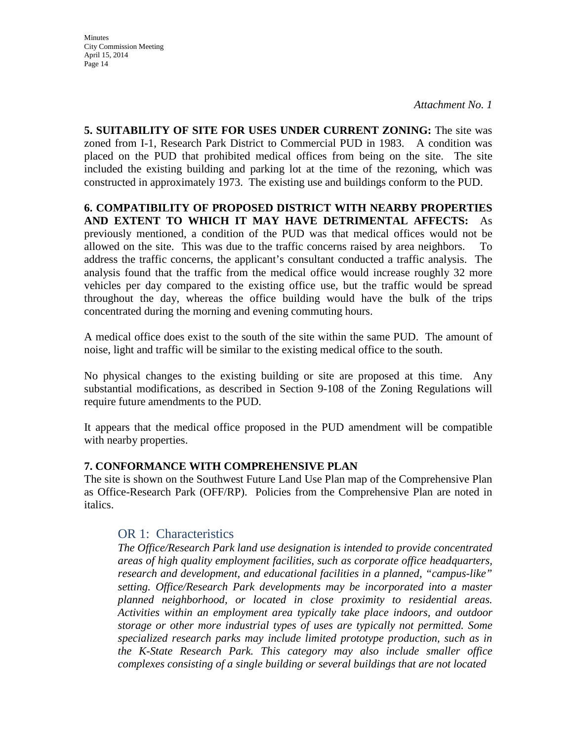*Attachment No. 1*

**5. SUITABILITY OF SITE FOR USES UNDER CURRENT ZONING:** The site was zoned from I-1, Research Park District to Commercial PUD in 1983. A condition was placed on the PUD that prohibited medical offices from being on the site. The site included the existing building and parking lot at the time of the rezoning, which was constructed in approximately 1973. The existing use and buildings conform to the PUD.

**6. COMPATIBILITY OF PROPOSED DISTRICT WITH NEARBY PROPERTIES AND EXTENT TO WHICH IT MAY HAVE DETRIMENTAL AFFECTS:** As previously mentioned, a condition of the PUD was that medical offices would not be allowed on the site. This was due to the traffic concerns raised by area neighbors. To address the traffic concerns, the applicant's consultant conducted a traffic analysis. The analysis found that the traffic from the medical office would increase roughly 32 more vehicles per day compared to the existing office use, but the traffic would be spread throughout the day, whereas the office building would have the bulk of the trips concentrated during the morning and evening commuting hours.

A medical office does exist to the south of the site within the same PUD. The amount of noise, light and traffic will be similar to the existing medical office to the south.

No physical changes to the existing building or site are proposed at this time. Any substantial modifications, as described in Section 9-108 of the Zoning Regulations will require future amendments to the PUD.

It appears that the medical office proposed in the PUD amendment will be compatible with nearby properties.

**7. CONFORMANCE WITH COMPREHENSIVE PLAN**

The site is shown on the Southwest Future Land Use Plan map of the Comprehensive Plan as Office-Research Park (OFF/RP). Policies from the Comprehensive Plan are noted in italics.

## OR 1: Characteristics

*The Office/Research Park land use designation is intended to provide concentrated areas of high quality employment facilities, such as corporate office headquarters, research and development, and educational facilities in a planned, "campus-like" setting. Office/Research Park developments may be incorporated into a master planned neighborhood, or located in close proximity to residential areas. Activities within an employment area typically take place indoors, and outdoor storage or other more industrial types of uses are typically not permitted. Some specialized research parks may include limited prototype production, such as in the K-State Research Park. This category may also include smaller office complexes consisting of a single building or several buildings that are not located*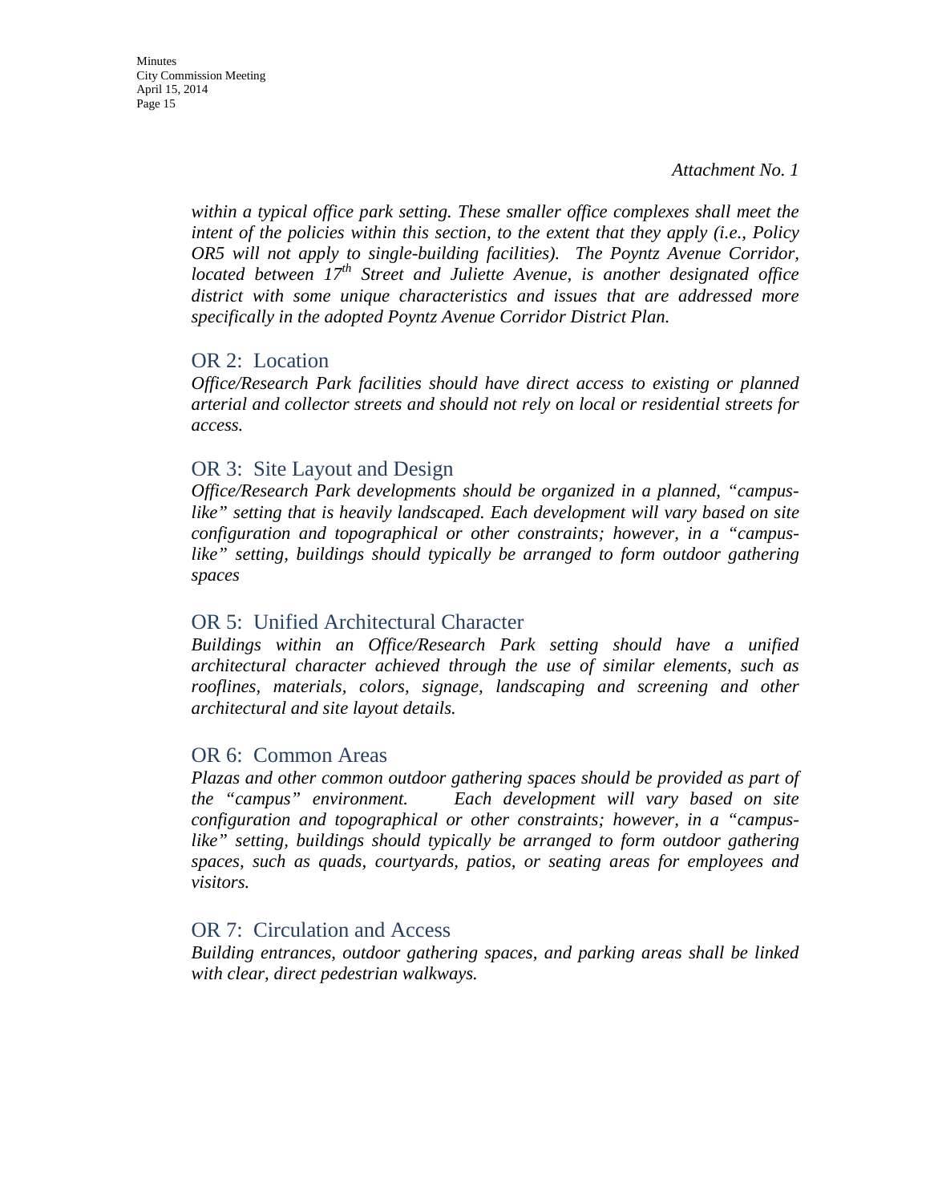*Attachment No. 1*

*within a typical office park setting. These smaller office complexes shall meet the intent of the policies within this section, to the extent that they apply (i.e., Policy OR5 will not apply to single-building facilities). The Poyntz Avenue Corridor, located between 17th Street and Juliette Avenue, is another designated office district with some unique characteristics and issues that are addressed more specifically in the adopted Poyntz Avenue Corridor District Plan.*

## OR 2: Location

*Office/Research Park facilities should have direct access to existing or planned arterial and collector streets and should not rely on local or residential streets for access.*

## OR 3: Site Layout and Design

*Office/Research Park developments should be organized in a planned, "campus-like" setting that is heavily landscaped. Each development will vary based on site configuration and topographical or other constraints; however, in a "campus-like" setting, buildings should typically be arranged to form outdoor gathering spaces*

## OR 5: Unified Architectural Character

*Buildings within an Office/Research Park setting should have a unified architectural character achieved through the use of similar elements, such as rooflines, materials, colors, signage, landscaping and screening and other architectural and site layout details.*

## OR 6: Common Areas

*Plazas and other common outdoor gathering spaces should be provided as part of the "campus" environment. Each development will vary based on site configuration and topographical or other constraints; however, in a "campus-like" setting, buildings should typically be arranged to form outdoor gathering spaces, such as quads, courtyards, patios, or seating areas for employees and visitors.*

## OR 7: Circulation and Access

*Building entrances, outdoor gathering spaces, and parking areas shall be linked with clear, direct pedestrian walkways.*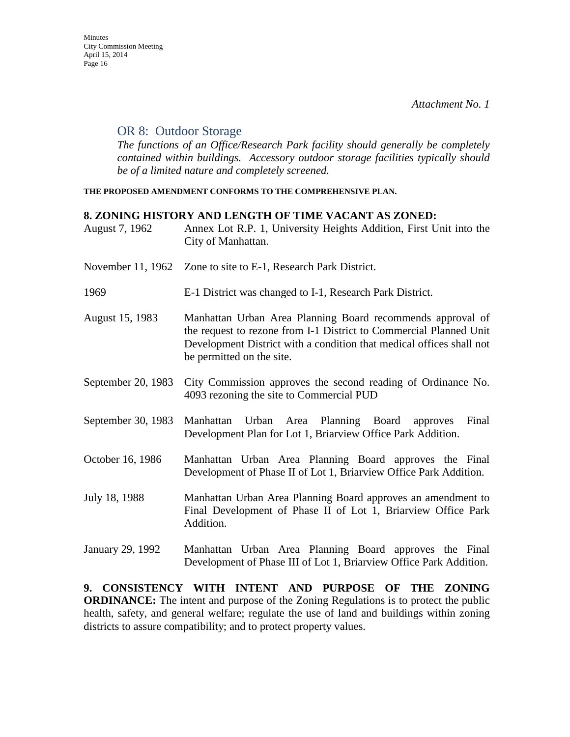*Attachment No. 1*

## OR 8: Outdoor Storage

*The functions of an Office/Research Park facility should generally be completely contained within buildings. Accessory outdoor storage facilities typically should be of a limited nature and completely screened.*

**THE PROPOSED AMENDMENT CONFORMS TO THE COMPREHENSIVE PLAN.**

**8. ZONING HISTORY AND LENGTH OF TIME VACANT AS ZONED:**

| | |
|---|---|
| August 7, 1962 | Annex Lot R.P. 1, University Heights Addition, First Unit into the City of Manhattan. |
| November 11, 1962 | Zone to site to E-1, Research Park District. |
| 1969 | E-1 District was changed to I-1, Research Park District. |
| August 15, 1983 | Manhattan Urban Area Planning Board recommends approval of the request to rezone from I-1 District to Commercial Planned Unit Development District with a condition that medical offices shall not be permitted on the site. |
| September 20, 1983 | City Commission approves the second reading of Ordinance No. 4093 rezoning the site to Commercial PUD |
| September 30, 1983 | Manhattan Urban Area Planning Board approves Final Development Plan for Lot 1, Briarview Office Park Addition. |
| October 16, 1986 | Manhattan Urban Area Planning Board approves the Final Development of Phase II of Lot 1, Briarview Office Park Addition. |
| July 18, 1988 | Manhattan Urban Area Planning Board approves an amendment to Final Development of Phase II of Lot 1, Briarview Office Park Addition. |
| January 29, 1992 | Manhattan Urban Area Planning Board approves the Final Development of Phase III of Lot 1, Briarview Office Park Addition. |

**9. CONSISTENCY WITH INTENT AND PURPOSE OF THE ZONING ORDINANCE:** The intent and purpose of the Zoning Regulations is to protect the public health, safety, and general welfare; regulate the use of land and buildings within zoning districts to assure compatibility; and to protect property values.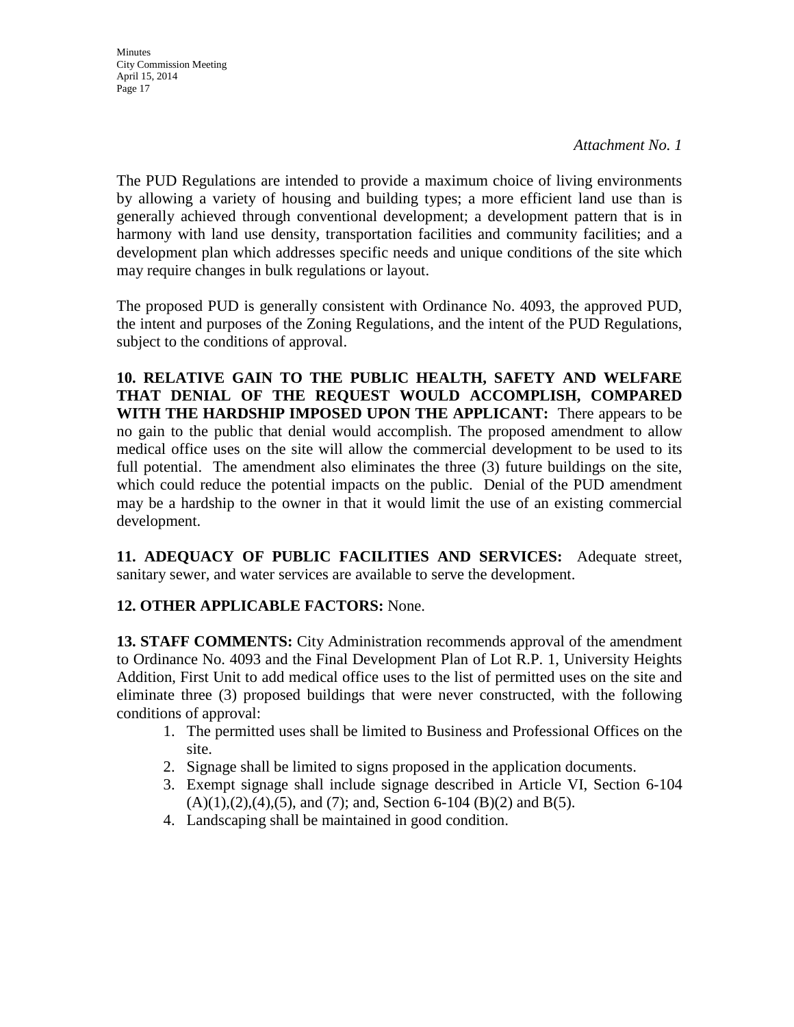*Attachment No. 1*

The PUD Regulations are intended to provide a maximum choice of living environments by allowing a variety of housing and building types; a more efficient land use than is generally achieved through conventional development; a development pattern that is in harmony with land use density, transportation facilities and community facilities; and a development plan which addresses specific needs and unique conditions of the site which may require changes in bulk regulations or layout.

The proposed PUD is generally consistent with Ordinance No. 4093, the approved PUD, the intent and purposes of the Zoning Regulations, and the intent of the PUD Regulations, subject to the conditions of approval.

**10. RELATIVE GAIN TO THE PUBLIC HEALTH, SAFETY AND WELFARE THAT DENIAL OF THE REQUEST WOULD ACCOMPLISH, COMPARED WITH THE HARDSHIP IMPOSED UPON THE APPLICANT:** There appears to be no gain to the public that denial would accomplish. The proposed amendment to allow medical office uses on the site will allow the commercial development to be used to its full potential. The amendment also eliminates the three (3) future buildings on the site, which could reduce the potential impacts on the public. Denial of the PUD amendment may be a hardship to the owner in that it would limit the use of an existing commercial development.

**11. ADEQUACY OF PUBLIC FACILITIES AND SERVICES:** Adequate street, sanitary sewer, and water services are available to serve the development.

**12. OTHER APPLICABLE FACTORS:** None.

**13. STAFF COMMENTS:** City Administration recommends approval of the amendment to Ordinance No. 4093 and the Final Development Plan of Lot R.P. 1, University Heights Addition, First Unit to add medical office uses to the list of permitted uses on the site and eliminate three (3) proposed buildings that were never constructed, with the following conditions of approval:

1. The permitted uses shall be limited to Business and Professional Offices on the site.
2. Signage shall be limited to signs proposed in the application documents.
3. Exempt signage shall include signage described in Article VI, Section 6-104 (A)(1),(2),(4),(5), and (7); and, Section 6-104 (B)(2) and B(5).
4. Landscaping shall be maintained in good condition.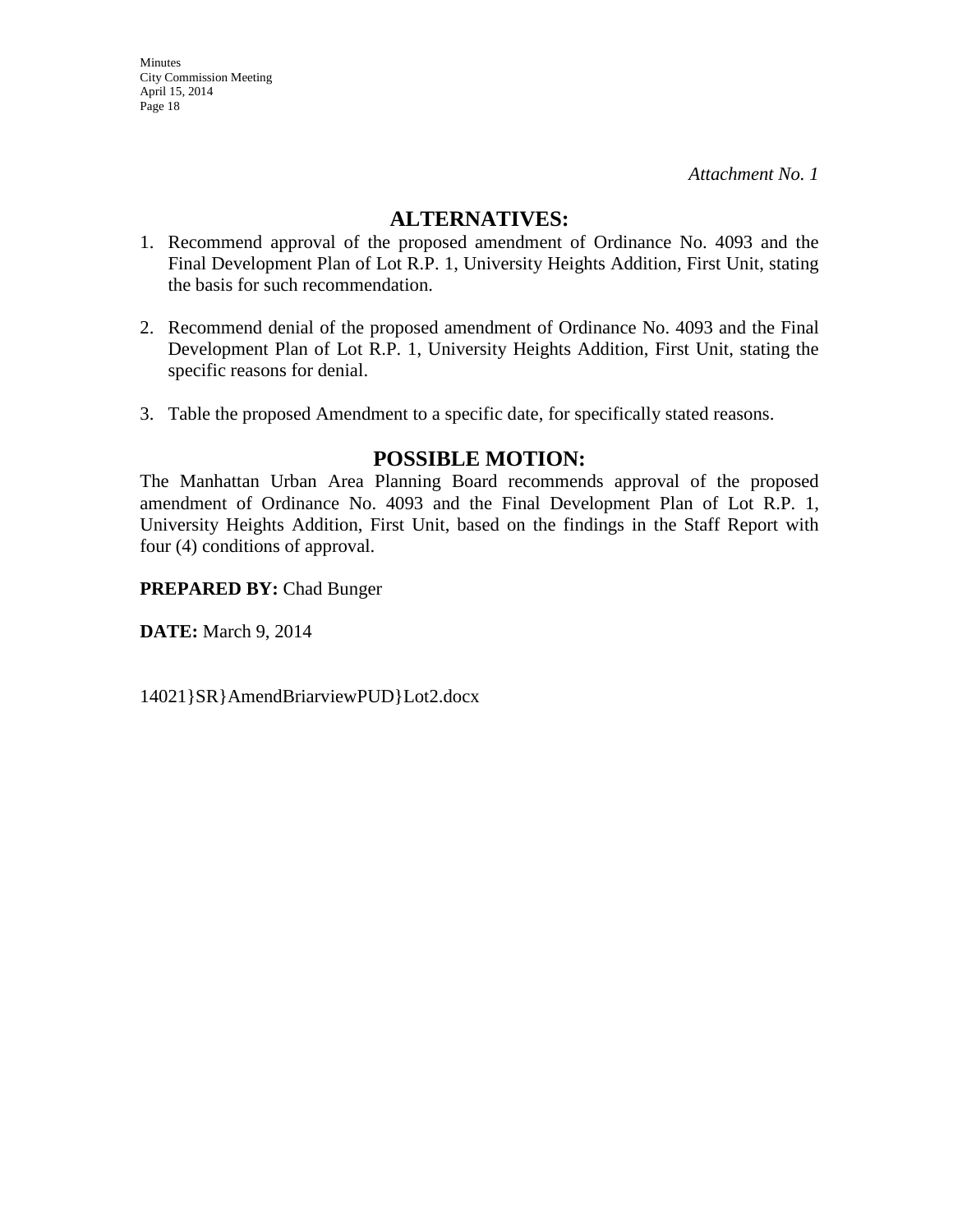*Attachment No. 1*

## ALTERNATIVES:

1. Recommend approval of the proposed amendment of Ordinance No. 4093 and the Final Development Plan of Lot R.P. 1, University Heights Addition, First Unit, stating the basis for such recommendation.

2. Recommend denial of the proposed amendment of Ordinance No. 4093 and the Final Development Plan of Lot R.P. 1, University Heights Addition, First Unit, stating the specific reasons for denial.

3. Table the proposed Amendment to a specific date, for specifically stated reasons.

## POSSIBLE MOTION:

The Manhattan Urban Area Planning Board recommends approval of the proposed amendment of Ordinance No. 4093 and the Final Development Plan of Lot R.P. 1, University Heights Addition, First Unit, based on the findings in the Staff Report with four (4) conditions of approval.

**PREPARED BY:** Chad Bunger

**DATE:** March 9, 2014

14021}SR}AmendBriarviewPUD}Lot2.docx